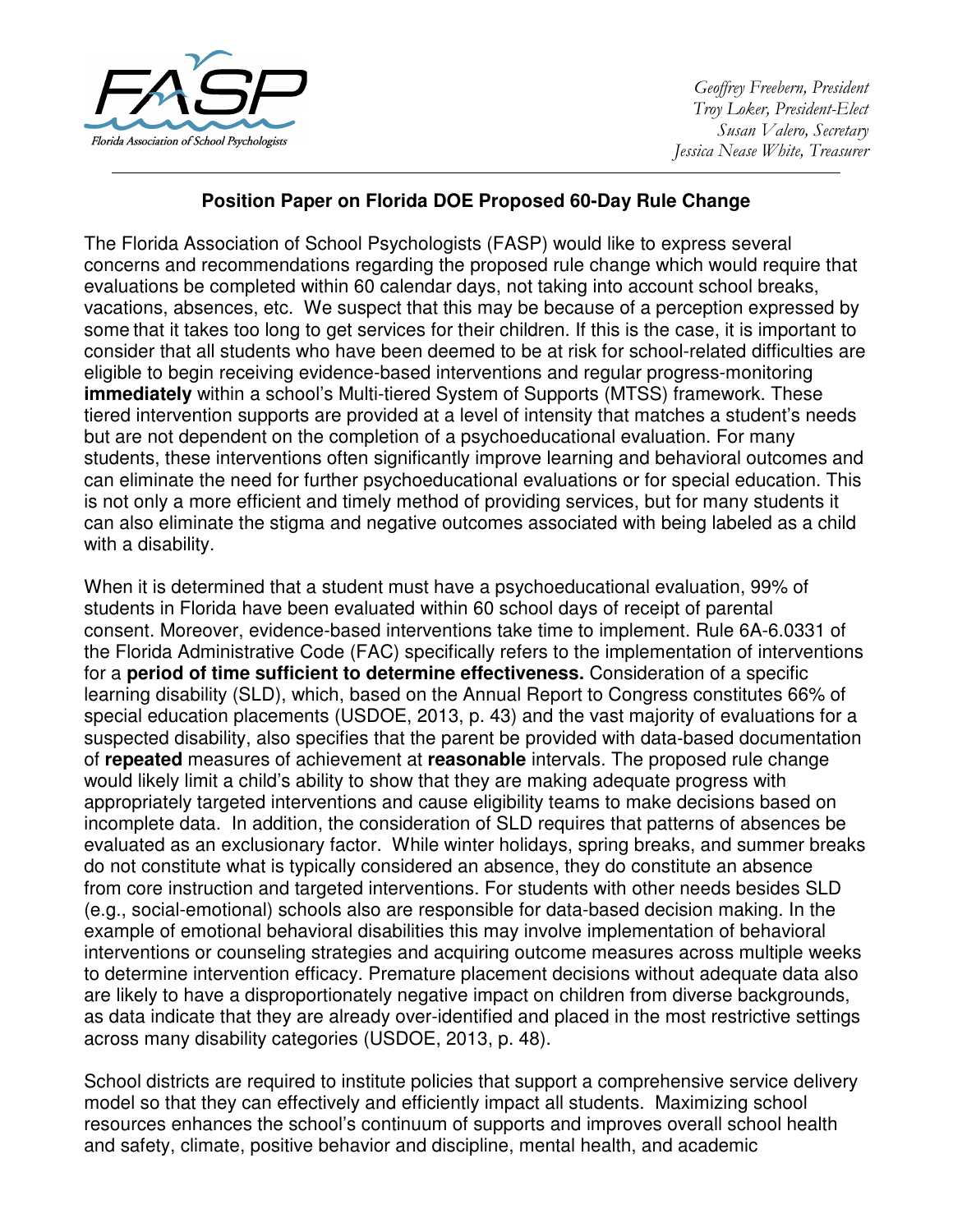FASP

Florida Association of School Psychologists

*Geoffrey Freebern, President*
*Troy Loker, President-Elect*
*Susan Valero, Secretary*
*Jessica Nease White, Treasurer*

## Position Paper on Florida DOE Proposed 60-Day Rule Change

The Florida Association of School Psychologists (FASP) would like to express several concerns and recommendations regarding the proposed rule change which would require that evaluations be completed within 60 calendar days, not taking into account school breaks, vacations, absences, etc. We suspect that this may be because of a perception expressed by some that it takes too long to get services for their children. If this is the case, it is important to consider that all students who have been deemed to be at risk for school-related difficulties are eligible to begin receiving evidence-based interventions and regular progress-monitoring **immediately** within a school's Multi-tiered System of Supports (MTSS) framework. These tiered intervention supports are provided at a level of intensity that matches a student's needs but are not dependent on the completion of a psychoeducational evaluation. For many students, these interventions often significantly improve learning and behavioral outcomes and can eliminate the need for further psychoeducational evaluations or for special education. This is not only a more efficient and timely method of providing services, but for many students it can also eliminate the stigma and negative outcomes associated with being labeled as a child with a disability.

When it is determined that a student must have a psychoeducational evaluation, 99% of students in Florida have been evaluated within 60 school days of receipt of parental consent. Moreover, evidence-based interventions take time to implement. Rule 6A-6.0331 of the Florida Administrative Code (FAC) specifically refers to the implementation of interventions for a **period of time sufficient to determine effectiveness.** Consideration of a specific learning disability (SLD), which, based on the Annual Report to Congress constitutes 66% of special education placements (USDOE, 2013, p. 43) and the vast majority of evaluations for a suspected disability, also specifies that the parent be provided with data-based documentation of **repeated** measures of achievement at **reasonable** intervals. The proposed rule change would likely limit a child's ability to show that they are making adequate progress with appropriately targeted interventions and cause eligibility teams to make decisions based on incomplete data. In addition, the consideration of SLD requires that patterns of absences be evaluated as an exclusionary factor. While winter holidays, spring breaks, and summer breaks do not constitute what is typically considered an absence, they do constitute an absence from core instruction and targeted interventions. For students with other needs besides SLD (e.g., social-emotional) schools also are responsible for data-based decision making. In the example of emotional behavioral disabilities this may involve implementation of behavioral interventions or counseling strategies and acquiring outcome measures across multiple weeks to determine intervention efficacy. Premature placement decisions without adequate data also are likely to have a disproportionately negative impact on children from diverse backgrounds, as data indicate that they are already over-identified and placed in the most restrictive settings across many disability categories (USDOE, 2013, p. 48).

School districts are required to institute policies that support a comprehensive service delivery model so that they can effectively and efficiently impact all students. Maximizing school resources enhances the school's continuum of supports and improves overall school health and safety, climate, positive behavior and discipline, mental health, and academic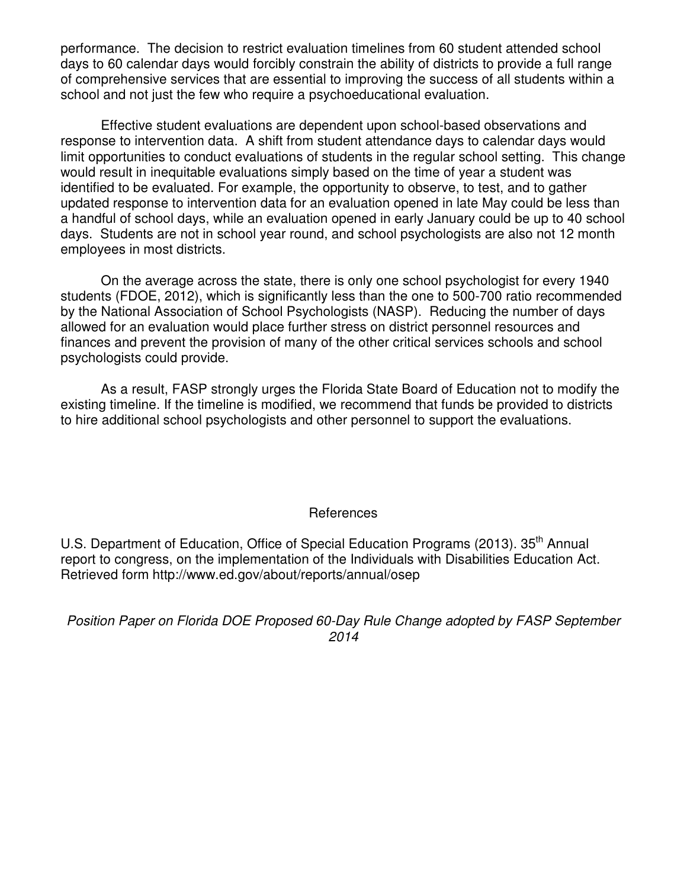performance. The decision to restrict evaluation timelines from 60 student attended school days to 60 calendar days would forcibly constrain the ability of districts to provide a full range of comprehensive services that are essential to improving the success of all students within a school and not just the few who require a psychoeducational evaluation.

Effective student evaluations are dependent upon school-based observations and response to intervention data. A shift from student attendance days to calendar days would limit opportunities to conduct evaluations of students in the regular school setting. This change would result in inequitable evaluations simply based on the time of year a student was identified to be evaluated. For example, the opportunity to observe, to test, and to gather updated response to intervention data for an evaluation opened in late May could be less than a handful of school days, while an evaluation opened in early January could be up to 40 school days. Students are not in school year round, and school psychologists are also not 12 month employees in most districts.

On the average across the state, there is only one school psychologist for every 1940 students (FDOE, 2012), which is significantly less than the one to 500-700 ratio recommended by the National Association of School Psychologists (NASP). Reducing the number of days allowed for an evaluation would place further stress on district personnel resources and finances and prevent the provision of many of the other critical services schools and school psychologists could provide.

As a result, FASP strongly urges the Florida State Board of Education not to modify the existing timeline. If the timeline is modified, we recommend that funds be provided to districts to hire additional school psychologists and other personnel to support the evaluations.

## References

U.S. Department of Education, Office of Special Education Programs (2013). 35th Annual report to congress, on the implementation of the Individuals with Disabilities Education Act. Retrieved form http://www.ed.gov/about/reports/annual/osep

*Position Paper on Florida DOE Proposed 60-Day Rule Change adopted by FASP September 2014*